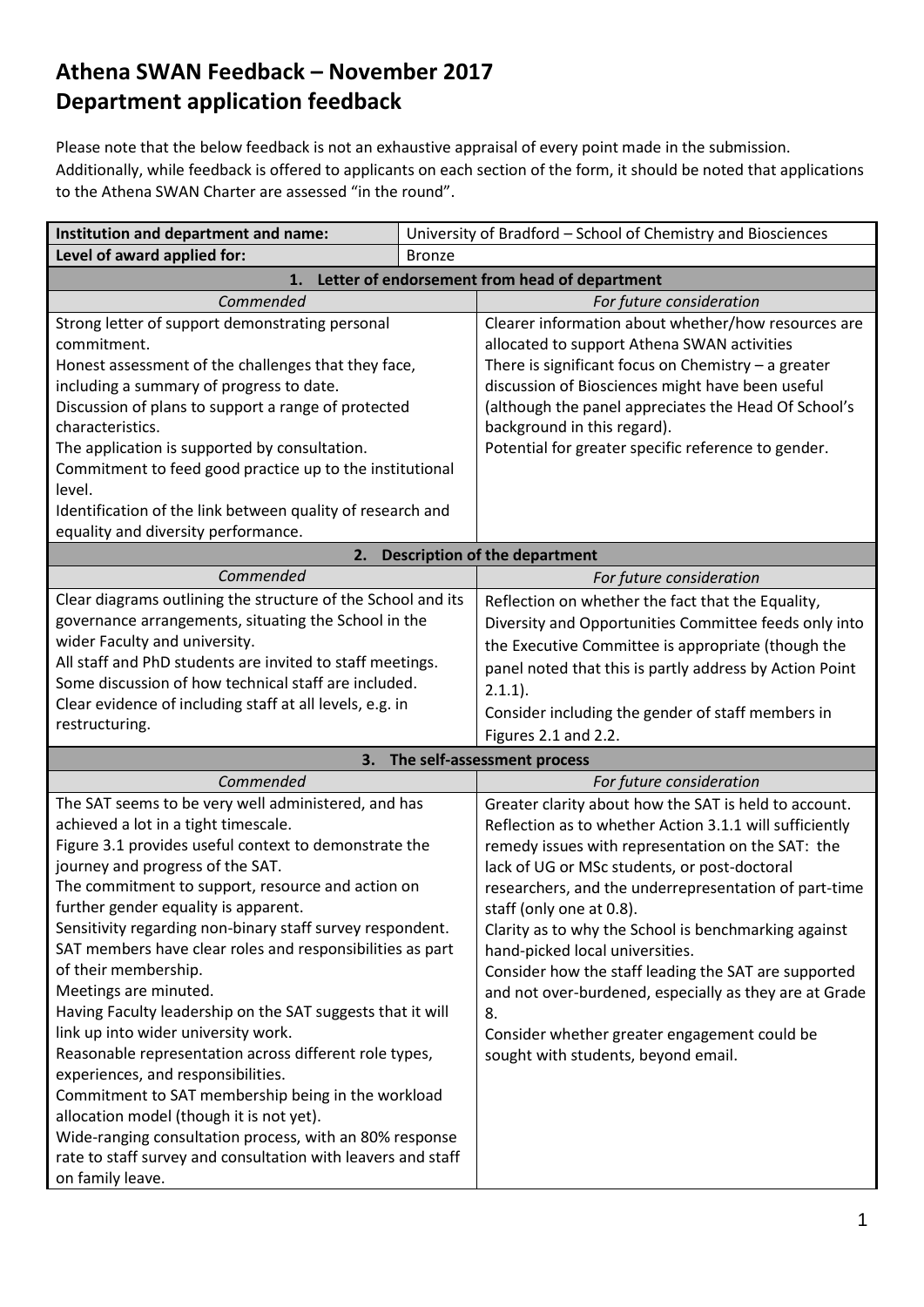# Athena SWAN Feedback – November 2017
# Department application feedback

Please note that the below feedback is not an exhaustive appraisal of every point made in the submission. Additionally, while feedback is offered to applicants on each section of the form, it should be noted that applications to the Athena SWAN Charter are assessed "in the round".

| **Institution and department and name:** | University of Bradford – School of Chemistry and Biosciences |
|---|---|
| **Level of award applied for:** | Bronze |

**1. Letter of endorsement from head of department**

| *Commended* | *For future consideration* |
|---|---|
| Strong letter of support demonstrating personal commitment.<br>Honest assessment of the challenges that they face, including a summary of progress to date.<br>Discussion of plans to support a range of protected characteristics.<br>The application is supported by consultation.<br>Commitment to feed good practice up to the institutional level.<br>Identification of the link between quality of research and equality and diversity performance. | Clearer information about whether/how resources are allocated to support Athena SWAN activities<br>There is significant focus on Chemistry – a greater discussion of Biosciences might have been useful (although the panel appreciates the Head Of School's background in this regard).<br>Potential for greater specific reference to gender. |

**2. Description of the department**

| *Commended* | *For future consideration* |
|---|---|
| Clear diagrams outlining the structure of the School and its governance arrangements, situating the School in the wider Faculty and university.<br>All staff and PhD students are invited to staff meetings.<br>Some discussion of how technical staff are included.<br>Clear evidence of including staff at all levels, e.g. in restructuring. | Reflection on whether the fact that the Equality, Diversity and Opportunities Committee feeds only into the Executive Committee is appropriate (though the panel noted that this is partly address by Action Point 2.1.1).<br>Consider including the gender of staff members in Figures 2.1 and 2.2. |

**3. The self-assessment process**

| *Commended* | *For future consideration* |
|---|---|
| The SAT seems to be very well administered, and has achieved a lot in a tight timescale.<br>Figure 3.1 provides useful context to demonstrate the journey and progress of the SAT.<br>The commitment to support, resource and action on further gender equality is apparent.<br>Sensitivity regarding non-binary staff survey respondent.<br>SAT members have clear roles and responsibilities as part of their membership.<br>Meetings are minuted.<br>Having Faculty leadership on the SAT suggests that it will link up into wider university work.<br>Reasonable representation across different role types, experiences, and responsibilities.<br>Commitment to SAT membership being in the workload allocation model (though it is not yet).<br>Wide-ranging consultation process, with an 80% response rate to staff survey and consultation with leavers and staff on family leave. | Greater clarity about how the SAT is held to account.<br>Reflection as to whether Action 3.1.1 will sufficiently remedy issues with representation on the SAT: the lack of UG or MSc students, or post-doctoral researchers, and the underrepresentation of part-time staff (only one at 0.8).<br>Clarity as to why the School is benchmarking against hand-picked local universities.<br>Consider how the staff leading the SAT are supported and not over-burdened, especially as they are at Grade 8.<br>Consider whether greater engagement could be sought with students, beyond email. |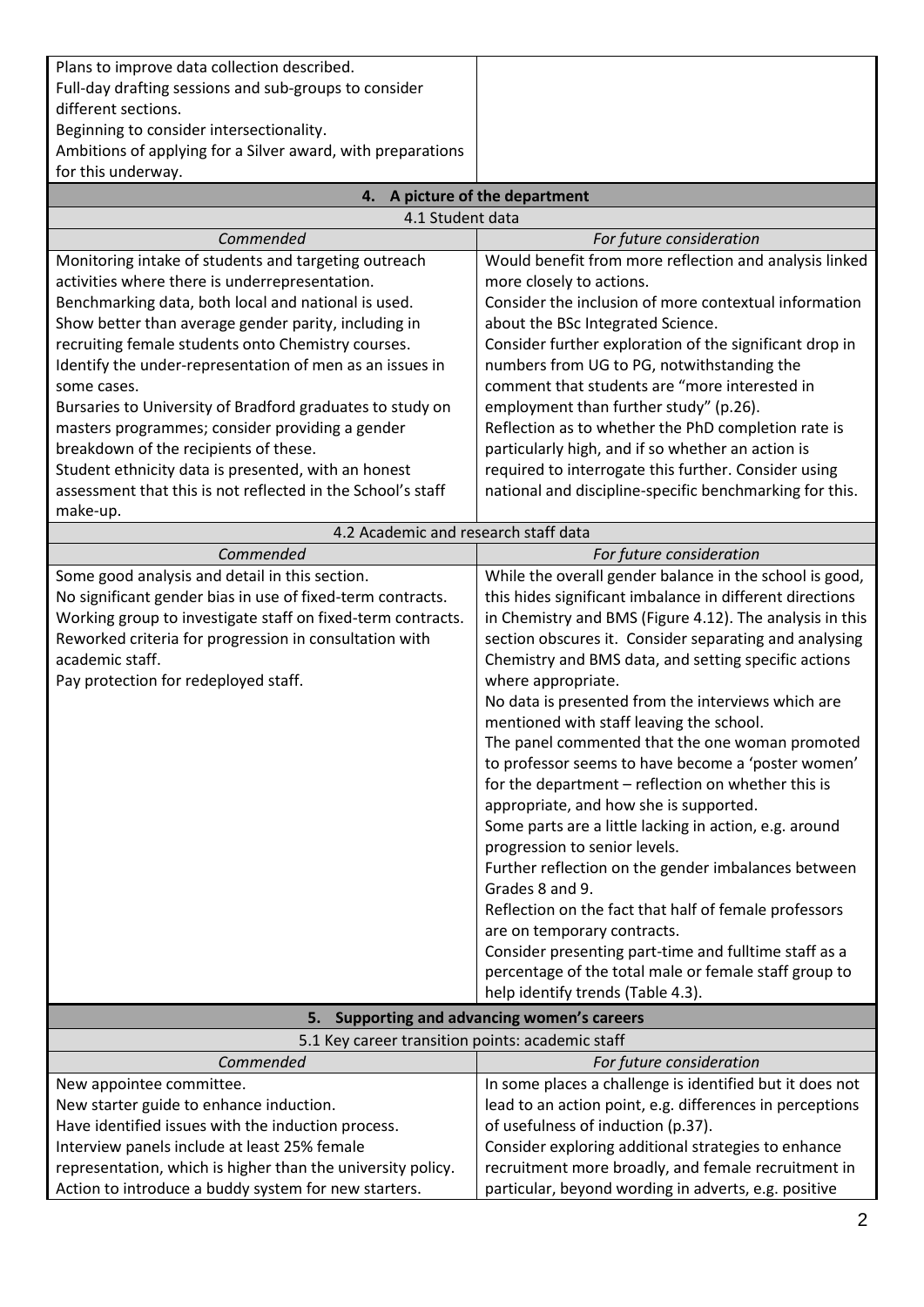| | |
|---|---|
| Plans to improve data collection described.<br>Full-day drafting sessions and sub-groups to consider different sections.<br>Beginning to consider intersectionality.<br>Ambitions of applying for a Silver award, with preparations for this underway. | |
| **4. A picture of the department** | |
| 4.1 Student data | |
| *Commended* | *For future consideration* |
| Monitoring intake of students and targeting outreach activities where there is underrepresentation.<br>Benchmarking data, both local and national is used.<br>Show better than average gender parity, including in recruiting female students onto Chemistry courses.<br>Identify the under-representation of men as an issues in some cases.<br>Bursaries to University of Bradford graduates to study on masters programmes; consider providing a gender breakdown of the recipients of these.<br>Student ethnicity data is presented, with an honest assessment that this is not reflected in the School's staff make-up. | Would benefit from more reflection and analysis linked more closely to actions.<br>Consider the inclusion of more contextual information about the BSc Integrated Science.<br>Consider further exploration of the significant drop in numbers from UG to PG, notwithstanding the comment that students are "more interested in employment than further study" (p.26).<br>Reflection as to whether the PhD completion rate is particularly high, and if so whether an action is required to interrogate this further. Consider using national and discipline-specific benchmarking for this. |
| 4.2 Academic and research staff data | |
| *Commended* | *For future consideration* |
| Some good analysis and detail in this section.<br>No significant gender bias in use of fixed-term contracts.<br>Working group to investigate staff on fixed-term contracts.<br>Reworked criteria for progression in consultation with academic staff.<br>Pay protection for redeployed staff. | While the overall gender balance in the school is good, this hides significant imbalance in different directions in Chemistry and BMS (Figure 4.12). The analysis in this section obscures it. Consider separating and analysing Chemistry and BMS data, and setting specific actions where appropriate.<br>No data is presented from the interviews which are mentioned with staff leaving the school.<br>The panel commented that the one woman promoted to professor seems to have become a 'poster women' for the department – reflection on whether this is appropriate, and how she is supported.<br>Some parts are a little lacking in action, e.g. around progression to senior levels.<br>Further reflection on the gender imbalances between Grades 8 and 9.<br>Reflection on the fact that half of female professors are on temporary contracts.<br>Consider presenting part-time and fulltime staff as a percentage of the total male or female staff group to help identify trends (Table 4.3). |
| **5. Supporting and advancing women's careers** | |
| 5.1 Key career transition points: academic staff | |
| *Commended* | *For future consideration* |
| New appointee committee.<br>New starter guide to enhance induction.<br>Have identified issues with the induction process.<br>Interview panels include at least 25% female representation, which is higher than the university policy.<br>Action to introduce a buddy system for new starters. | In some places a challenge is identified but it does not lead to an action point, e.g. differences in perceptions of usefulness of induction (p.37).<br>Consider exploring additional strategies to enhance recruitment more broadly, and female recruitment in particular, beyond wording in adverts, e.g. positive |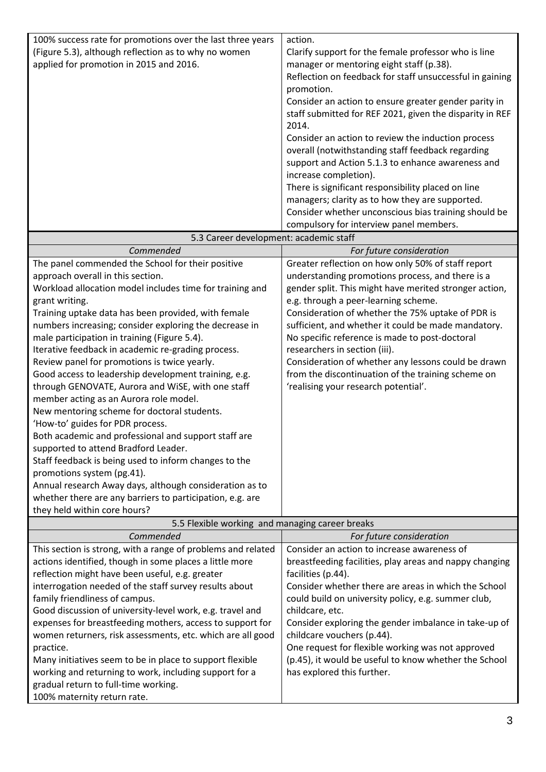| | |
|---|---|
| 100% success rate for promotions over the last three years (Figure 5.3), although reflection as to why no women applied for promotion in 2015 and 2016. | action.<br>Clarify support for the female professor who is line manager or mentoring eight staff (p.38).<br>Reflection on feedback for staff unsuccessful in gaining promotion.<br>Consider an action to ensure greater gender parity in staff submitted for REF 2021, given the disparity in REF 2014.<br>Consider an action to review the induction process overall (notwithstanding staff feedback regarding support and Action 5.1.3 to enhance awareness and increase completion).<br>There is significant responsibility placed on line managers; clarity as to how they are supported.<br>Consider whether unconscious bias training should be compulsory for interview panel members. |
| **5.3 Career development: academic staff** | |
| *Commended* | *For future consideration* |
| The panel commended the School for their positive approach overall in this section.<br>Workload allocation model includes time for training and grant writing.<br>Training uptake data has been provided, with female numbers increasing; consider exploring the decrease in male participation in training (Figure 5.4).<br>Iterative feedback in academic re-grading process.<br>Review panel for promotions is twice yearly.<br>Good access to leadership development training, e.g. through GENOVATE, Aurora and WiSE, with one staff member acting as an Aurora role model.<br>New mentoring scheme for doctoral students.<br>'How-to' guides for PDR process.<br>Both academic and professional and support staff are supported to attend Bradford Leader.<br>Staff feedback is being used to inform changes to the promotions system (pg.41).<br>Annual research Away days, although consideration as to whether there are any barriers to participation, e.g. are they held within core hours? | Greater reflection on how only 50% of staff report understanding promotions process, and there is a gender split. This might have merited stronger action, e.g. through a peer-learning scheme.<br>Consideration of whether the 75% uptake of PDR is sufficient, and whether it could be made mandatory.<br>No specific reference is made to post-doctoral researchers in section (iii).<br>Consideration of whether any lessons could be drawn from the discontinuation of the training scheme on 'realising your research potential'. |
| **5.5 Flexible working and managing career breaks** | |
| *Commended* | *For future consideration* |
| This section is strong, with a range of problems and related actions identified, though in some places a little more reflection might have been useful, e.g. greater interrogation needed of the staff survey results about family friendliness of campus.<br>Good discussion of university-level work, e.g. travel and expenses for breastfeeding mothers, access to support for women returners, risk assessments, etc. which are all good practice.<br>Many initiatives seem to be in place to support flexible working and returning to work, including support for a gradual return to full-time working.<br>100% maternity return rate. | Consider an action to increase awareness of breastfeeding facilities, play areas and nappy changing facilities (p.44).<br>Consider whether there are areas in which the School could build on university policy, e.g. summer club, childcare, etc.<br>Consider exploring the gender imbalance in take-up of childcare vouchers (p.44).<br>One request for flexible working was not approved (p.45), it would be useful to know whether the School has explored this further. |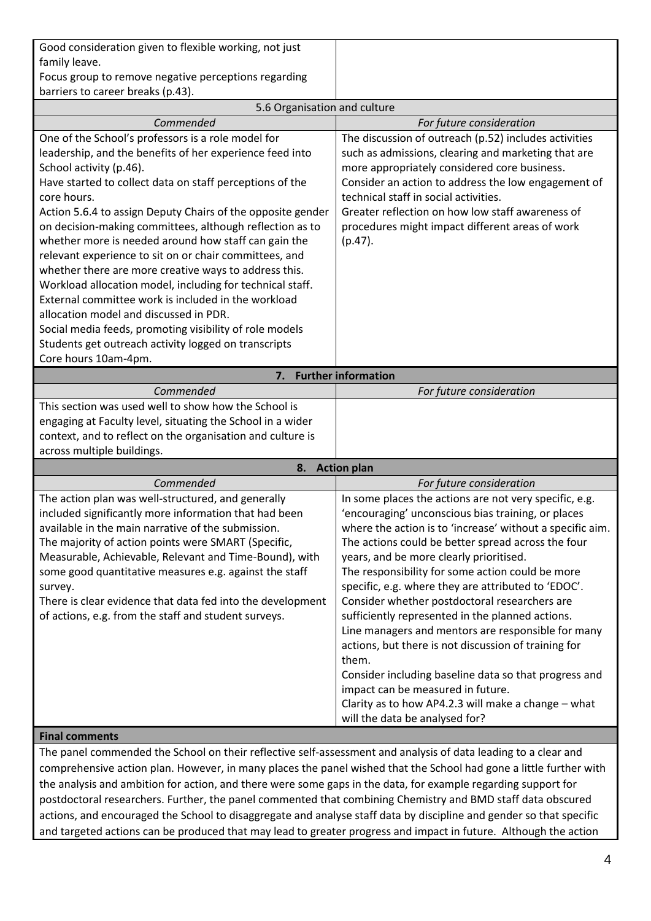| | |
|---|---|
| Good consideration given to flexible working, not just family leave.<br>Focus group to remove negative perceptions regarding barriers to career breaks (p.43). | |
| **5.6 Organisation and culture** | |
| *Commended* | *For future consideration* |
| One of the School's professors is a role model for leadership, and the benefits of her experience feed into School activity (p.46).<br>Have started to collect data on staff perceptions of the core hours.<br>Action 5.6.4 to assign Deputy Chairs of the opposite gender on decision-making committees, although reflection as to whether more is needed around how staff can gain the relevant experience to sit on or chair committees, and whether there are more creative ways to address this.<br>Workload allocation model, including for technical staff.<br>External committee work is included in the workload allocation model and discussed in PDR.<br>Social media feeds, promoting visibility of role models<br>Students get outreach activity logged on transcripts<br>Core hours 10am-4pm. | The discussion of outreach (p.52) includes activities such as admissions, clearing and marketing that are more appropriately considered core business.<br>Consider an action to address the low engagement of technical staff in social activities.<br>Greater reflection on how low staff awareness of procedures might impact different areas of work (p.47). |
| **7. Further information** | |
| *Commended* | *For future consideration* |
| This section was used well to show how the School is engaging at Faculty level, situating the School in a wider context, and to reflect on the organisation and culture is across multiple buildings. | |
| **8. Action plan** | |
| *Commended* | *For future consideration* |
| The action plan was well-structured, and generally included significantly more information that had been available in the main narrative of the submission.<br>The majority of action points were SMART (Specific, Measurable, Achievable, Relevant and Time-Bound), with some good quantitative measures e.g. against the staff survey.<br>There is clear evidence that data fed into the development of actions, e.g. from the staff and student surveys. | In some places the actions are not very specific, e.g. 'encouraging' unconscious bias training, or places where the action is to 'increase' without a specific aim.<br>The actions could be better spread across the four years, and be more clearly prioritised.<br>The responsibility for some action could be more specific, e.g. where they are attributed to 'EDOC'.<br>Consider whether postdoctoral researchers are sufficiently represented in the planned actions.<br>Line managers and mentors are responsible for many actions, but there is not discussion of training for them.<br>Consider including baseline data so that progress and impact can be measured in future.<br>Clarity as to how AP4.2.3 will make a change – what will the data be analysed for? |

**Final comments**

The panel commended the School on their reflective self-assessment and analysis of data leading to a clear and comprehensive action plan. However, in many places the panel wished that the School had gone a little further with the analysis and ambition for action, and there were some gaps in the data, for example regarding support for postdoctoral researchers. Further, the panel commented that combining Chemistry and BMD staff data obscured actions, and encouraged the School to disaggregate and analyse staff data by discipline and gender so that specific and targeted actions can be produced that may lead to greater progress and impact in future. Although the action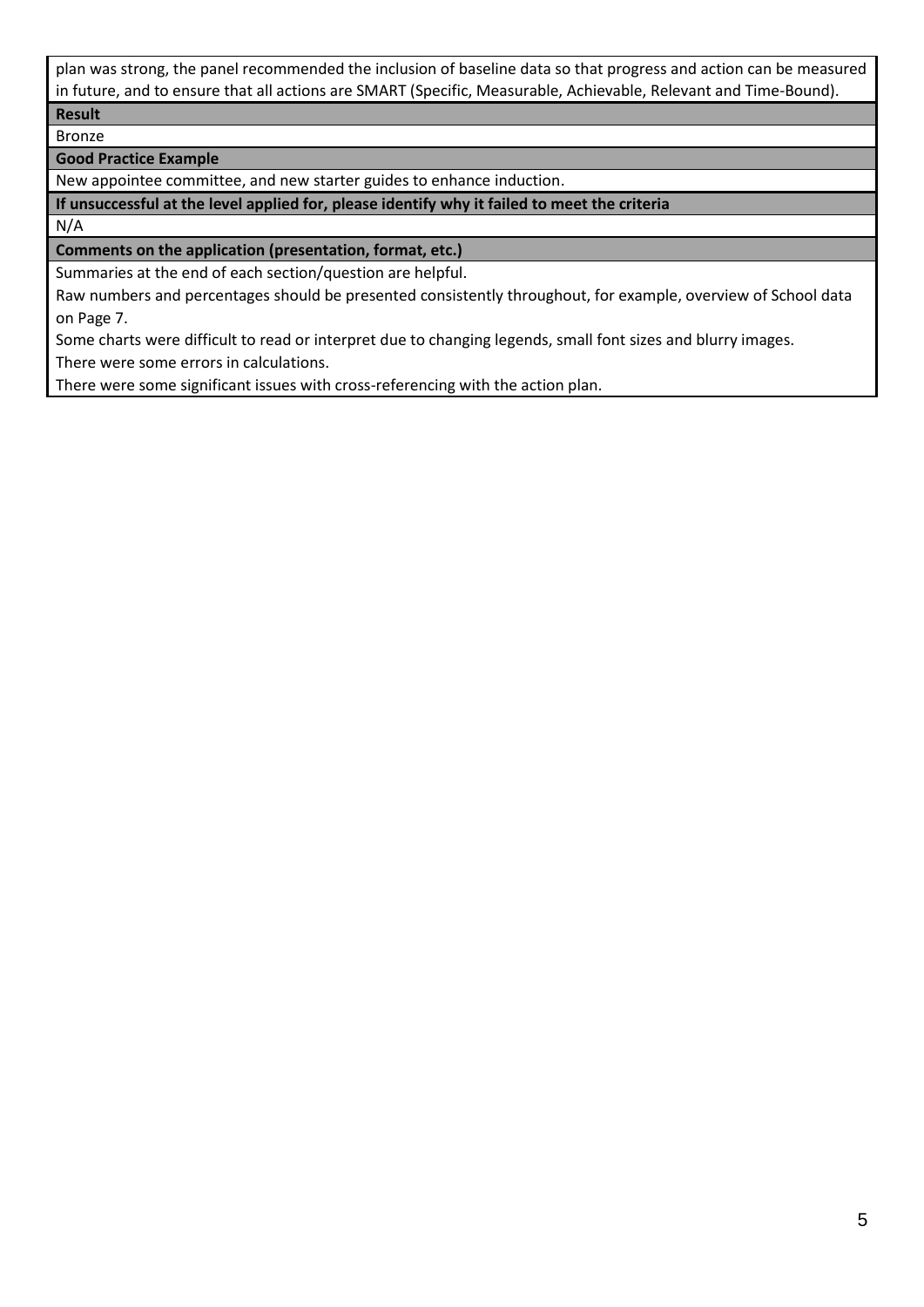plan was strong, the panel recommended the inclusion of baseline data so that progress and action can be measured in future, and to ensure that all actions are SMART (Specific, Measurable, Achievable, Relevant and Time-Bound).

**Result**

Bronze

**Good Practice Example**

New appointee committee, and new starter guides to enhance induction.

**If unsuccessful at the level applied for, please identify why it failed to meet the criteria**

N/A

**Comments on the application (presentation, format, etc.)**

Summaries at the end of each section/question are helpful.

Raw numbers and percentages should be presented consistently throughout, for example, overview of School data on Page 7.

Some charts were difficult to read or interpret due to changing legends, small font sizes and blurry images.

There were some errors in calculations.

There were some significant issues with cross-referencing with the action plan.